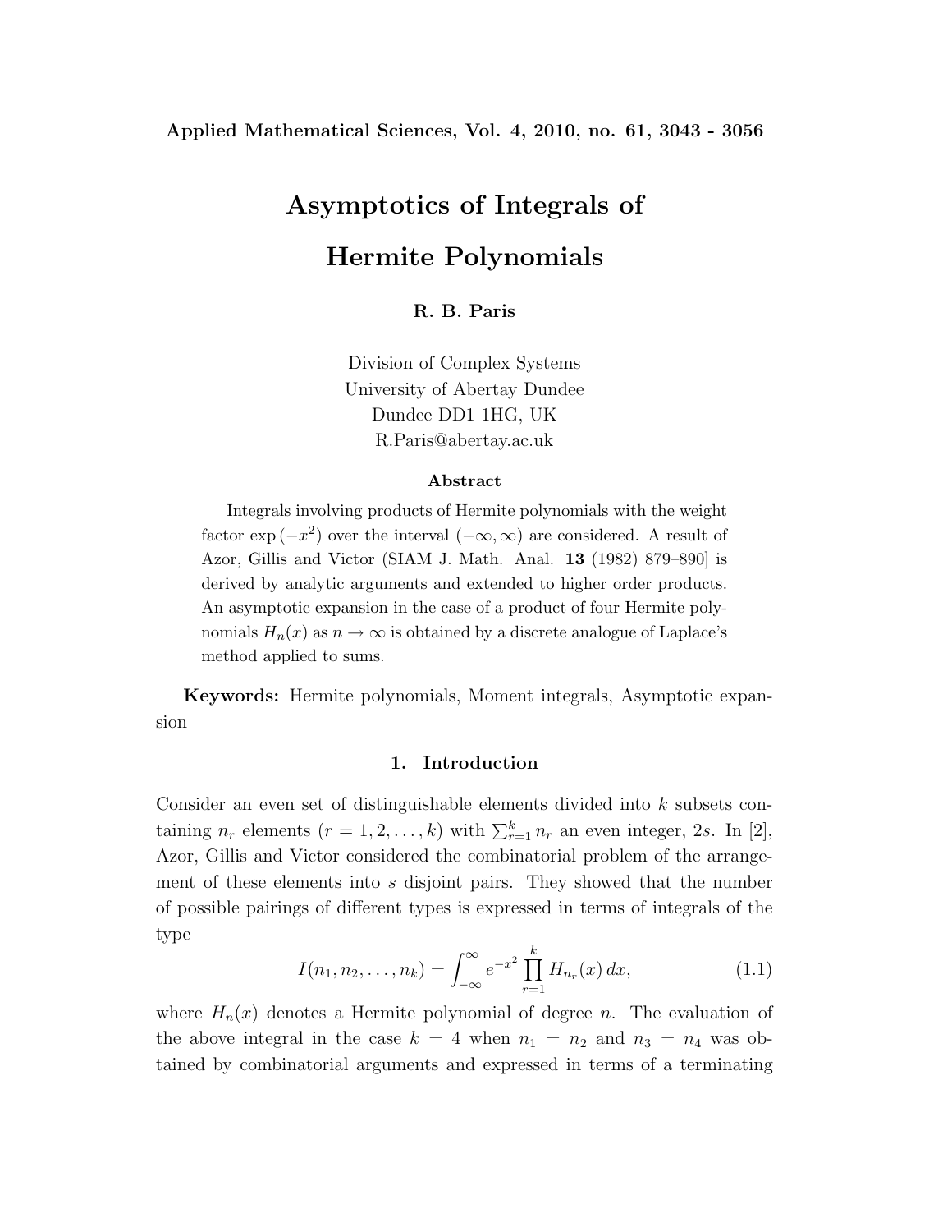# Asymptotics of Integrals of Hermite Polynomials

**R. B. Paris**

Division of Complex Systems
University of Abertay Dundee
Dundee DD1 1HG, UK
R.Paris@abertay.ac.uk

### Abstract

Integrals involving products of Hermite polynomials with the weight factor $\exp(-x^2)$ over the interval $(-\infty, \infty)$ are considered. A result of Azor, Gillis and Victor (SIAM J. Math. Anal. **13** (1982) 879–890] is derived by analytic arguments and extended to higher order products. An asymptotic expansion in the case of a product of four Hermite polynomials $H_n(x)$ as $n \to \infty$ is obtained by a discrete analogue of Laplace's method applied to sums.

**Keywords:** Hermite polynomials, Moment integrals, Asymptotic expansion

## 1. Introduction

Consider an even set of distinguishable elements divided into $k$ subsets containing $n_r$ elements $(r = 1, 2, \ldots, k)$ with $\sum_{r=1}^{k} n_r$ an even integer, $2s$. In [2], Azor, Gillis and Victor considered the combinatorial problem of the arrangement of these elements into $s$ disjoint pairs. They showed that the number of possible pairings of different types is expressed in terms of integrals of the type

$$I(n_1, n_2, \ldots, n_k) = \int_{-\infty}^{\infty} e^{-x^2} \prod_{r=1}^{k} H_{n_r}(x)\, dx, \tag{1.1}$$

where $H_n(x)$ denotes a Hermite polynomial of degree $n$. The evaluation of the above integral in the case $k = 4$ when $n_1 = n_2$ and $n_3 = n_4$ was obtained by combinatorial arguments and expressed in terms of a terminating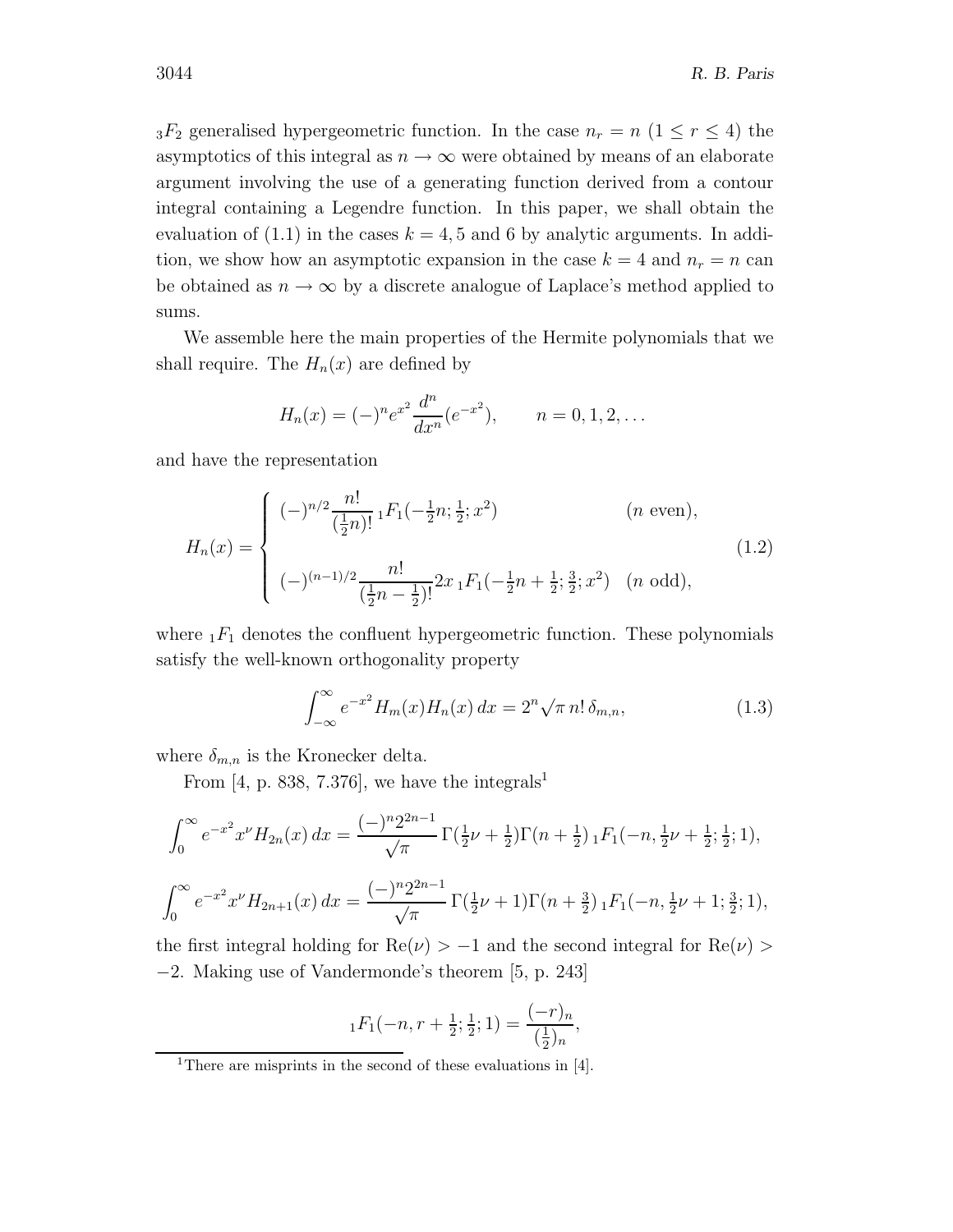$_3F_2$ generalised hypergeometric function. In the case $n_r = n$ $(1 \le r \le 4)$ the asymptotics of this integral as $n \to \infty$ were obtained by means of an elaborate argument involving the use of a generating function derived from a contour integral containing a Legendre function. In this paper, we shall obtain the evaluation of (1.1) in the cases $k = 4, 5$ and $6$ by analytic arguments. In addition, we show how an asymptotic expansion in the case $k = 4$ and $n_r = n$ can be obtained as $n \to \infty$ by a discrete analogue of Laplace's method applied to sums.

We assemble here the main properties of the Hermite polynomials that we shall require. The $H_n(x)$ are defined by

$$H_n(x) = (-)^n e^{x^2} \frac{d^n}{dx^n}(e^{-x^2}), \qquad n = 0, 1, 2, \ldots$$

and have the representation

$$H_n(x) = \begin{cases} (-)^{n/2} \dfrac{n!}{(\frac{1}{2}n)!} \, {}_1F_1(-\tfrac{1}{2}n; \tfrac{1}{2}; x^2) & (n \text{ even}), \\[2ex] (-)^{(n-1)/2} \dfrac{n!}{(\frac{1}{2}n - \frac{1}{2})!} 2x \, {}_1F_1(-\tfrac{1}{2}n + \tfrac{1}{2}; \tfrac{3}{2}; x^2) & (n \text{ odd}), \end{cases} \tag{1.2}$$

where ${}_1F_1$ denotes the confluent hypergeometric function. These polynomials satisfy the well-known orthogonality property

$$\int_{-\infty}^{\infty} e^{-x^2} H_m(x) H_n(x) \, dx = 2^n \sqrt{\pi} \, n! \, \delta_{m,n}, \tag{1.3}$$

where $\delta_{m,n}$ is the Kronecker delta.

From [4, p. 838, 7.376], we have the integrals[1]

$$\int_0^\infty e^{-x^2} x^\nu H_{2n}(x) \, dx = \frac{(-)^n 2^{2n-1}}{\sqrt{\pi}} \, \Gamma(\tfrac{1}{2}\nu + \tfrac{1}{2}) \Gamma(n + \tfrac{1}{2}) \, {}_1F_1(-n, \tfrac{1}{2}\nu + \tfrac{1}{2}; \tfrac{1}{2}; 1),$$

$$\int_0^\infty e^{-x^2} x^\nu H_{2n+1}(x) \, dx = \frac{(-)^n 2^{2n-1}}{\sqrt{\pi}} \, \Gamma(\tfrac{1}{2}\nu + 1) \Gamma(n + \tfrac{3}{2}) \, {}_1F_1(-n, \tfrac{1}{2}\nu + 1; \tfrac{3}{2}; 1),$$

the first integral holding for $\mathrm{Re}(\nu) > -1$ and the second integral for $\mathrm{Re}(\nu) > -2$. Making use of Vandermonde's theorem [5, p. 243]

$${}_1F_1(-n, r + \tfrac{1}{2}; \tfrac{1}{2}; 1) = \frac{(-r)_n}{(\frac{1}{2})_n},$$

[1] There are misprints in the second of these evaluations in [4].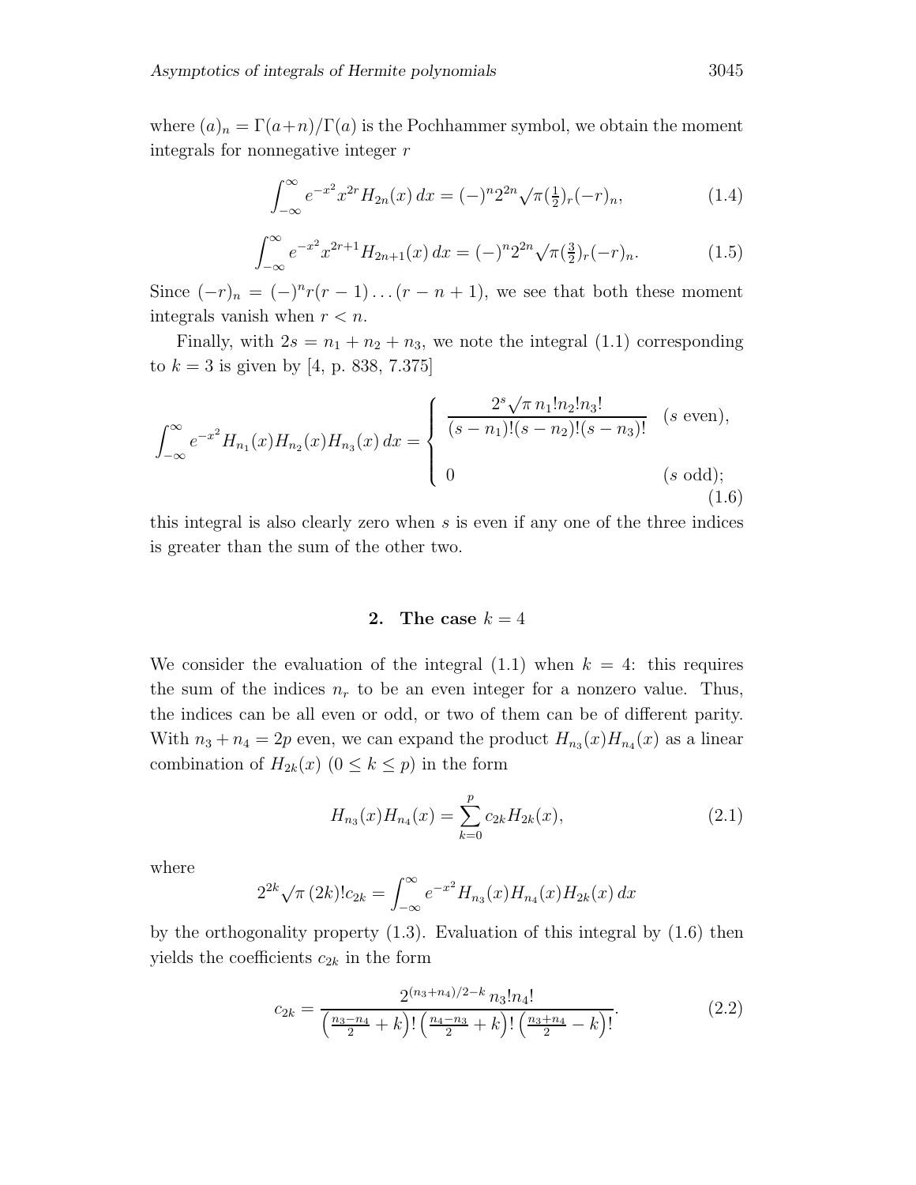where $(a)_n = \Gamma(a+n)/\Gamma(a)$ is the Pochhammer symbol, we obtain the moment integrals for nonnegative integer $r$

$$\int_{-\infty}^{\infty} e^{-x^2} x^{2r} H_{2n}(x)\, dx = (-)^n 2^{2n} \sqrt{\pi} (\tfrac{1}{2})_r (-r)_n, \tag{1.4}$$

$$\int_{-\infty}^{\infty} e^{-x^2} x^{2r+1} H_{2n+1}(x)\, dx = (-)^n 2^{2n} \sqrt{\pi} (\tfrac{3}{2})_r (-r)_n. \tag{1.5}$$

Since $(-r)_n = (-)^n r(r-1)\ldots(r-n+1)$, we see that both these moment integrals vanish when $r < n$.

Finally, with $2s = n_1 + n_2 + n_3$, we note the integral (1.1) corresponding to $k = 3$ is given by [4, p. 838, 7.375]

$$\int_{-\infty}^{\infty} e^{-x^2} H_{n_1}(x) H_{n_2}(x) H_{n_3}(x)\, dx = \begin{cases} \dfrac{2^s \sqrt{\pi}\, n_1! n_2! n_3!}{(s-n_1)!(s-n_2)!(s-n_3)!} & (s \text{ even}), \\[2ex] 0 & (s \text{ odd}); \end{cases} \tag{1.6}$$

this integral is also clearly zero when $s$ is even if any one of the three indices is greater than the sum of the other two.

## 2. The case $k = 4$

We consider the evaluation of the integral (1.1) when $k = 4$: this requires the sum of the indices $n_r$ to be an even integer for a nonzero value. Thus, the indices can be all even or odd, or two of them can be of different parity. With $n_3 + n_4 = 2p$ even, we can expand the product $H_{n_3}(x) H_{n_4}(x)$ as a linear combination of $H_{2k}(x)$ $(0 \le k \le p)$ in the form

$$H_{n_3}(x) H_{n_4}(x) = \sum_{k=0}^{p} c_{2k} H_{2k}(x), \tag{2.1}$$

where

$$2^{2k} \sqrt{\pi}\, (2k)! c_{2k} = \int_{-\infty}^{\infty} e^{-x^2} H_{n_3}(x) H_{n_4}(x) H_{2k}(x)\, dx$$

by the orthogonality property (1.3). Evaluation of this integral by (1.6) then yields the coefficients $c_{2k}$ in the form

$$c_{2k} = \frac{2^{(n_3+n_4)/2-k}\, n_3! n_4!}{\left(\frac{n_3-n_4}{2}+k\right)! \left(\frac{n_4-n_3}{2}+k\right)! \left(\frac{n_3+n_4}{2}-k\right)!}. \tag{2.2}$$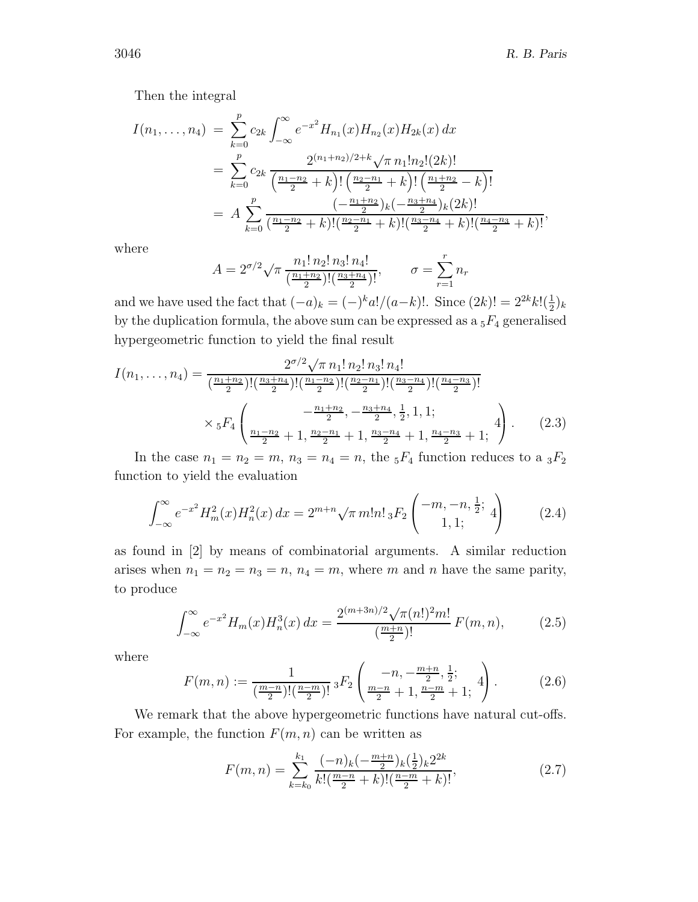Then the integral

$$
\begin{aligned}
I(n_1,\ldots,n_4) &= \sum_{k=0}^{p} c_{2k} \int_{-\infty}^{\infty} e^{-x^2} H_{n_1}(x) H_{n_2}(x) H_{2k}(x)\, dx \\
&= \sum_{k=0}^{p} c_{2k}\, \frac{2^{(n_1+n_2)/2+k}\sqrt{\pi}\, n_1! n_2! (2k)!}{\left(\frac{n_1-n_2}{2}+k\right)!\left(\frac{n_2-n_1}{2}+k\right)!\left(\frac{n_1+n_2}{2}-k\right)!} \\
&= A \sum_{k=0}^{p} \frac{(-\frac{n_1+n_2}{2})_k (-\frac{n_3+n_4}{2})_k (2k)!}{(\frac{n_1-n_2}{2}+k)!(\frac{n_2-n_1}{2}+k)!(\frac{n_3-n_4}{2}+k)!(\frac{n_4-n_3}{2}+k)!},
\end{aligned}
$$

where

$$
A = 2^{\sigma/2}\sqrt{\pi}\, \frac{n_1!\, n_2!\, n_3!\, n_4!}{(\frac{n_1+n_2}{2})!(\frac{n_3+n_4}{2})!}, \qquad \sigma = \sum_{r=1}^{r} n_r
$$

and we have used the fact that $(-a)_k = (-)^k a!/(a-k)!$. Since $(2k)! = 2^{2k} k! (\frac{1}{2})_k$ by the duplication formula, the above sum can be expressed as a ${}_5F_4$ generalised hypergeometric function to yield the final result

$$
I(n_1,\ldots,n_4) = \frac{2^{\sigma/2}\sqrt{\pi}\, n_1!\, n_2!\, n_3!\, n_4!}{(\frac{n_1+n_2}{2})!(\frac{n_3+n_4}{2})!(\frac{n_1-n_2}{2})!(\frac{n_2-n_1}{2})!(\frac{n_3-n_4}{2})!(\frac{n_4-n_3}{2})!}
$$

$$
\times\, {}_5F_4\left(\begin{matrix} -\frac{n_1+n_2}{2}, -\frac{n_3+n_4}{2}, \frac{1}{2}, 1, 1; \\ \frac{n_1-n_2}{2}+1, \frac{n_2-n_1}{2}+1, \frac{n_3-n_4}{2}+1, \frac{n_4-n_3}{2}+1; \end{matrix}\; 4\right). \qquad (2.3)
$$

In the case $n_1 = n_2 = m$, $n_3 = n_4 = n$, the ${}_5F_4$ function reduces to a ${}_3F_2$ function to yield the evaluation

$$
\int_{-\infty}^{\infty} e^{-x^2} H_m^2(x) H_n^2(x)\, dx = 2^{m+n}\sqrt{\pi}\, m! n!\, {}_3F_2\left(\begin{matrix} -m, -n, \frac{1}{2}; \\ 1, 1; \end{matrix}\; 4\right) \qquad (2.4)
$$

as found in [2] by means of combinatorial arguments. A similar reduction arises when $n_1 = n_2 = n_3 = n$, $n_4 = m$, where $m$ and $n$ have the same parity, to produce

$$
\int_{-\infty}^{\infty} e^{-x^2} H_m(x) H_n^3(x)\, dx = \frac{2^{(m+3n)/2}\sqrt{\pi}(n!)^2 m!}{(\frac{m+n}{2})!}\, F(m,n), \qquad (2.5)
$$

where

$$
F(m,n) := \frac{1}{(\frac{m-n}{2})!(\frac{n-m}{2})!}\, {}_3F_2\left(\begin{matrix} -n, -\frac{m+n}{2}, \frac{1}{2}; \\ \frac{m-n}{2}+1, \frac{n-m}{2}+1; \end{matrix}\; 4\right). \qquad (2.6)
$$

We remark that the above hypergeometric functions have natural cut-offs. For example, the function $F(m,n)$ can be written as

$$
F(m,n) = \sum_{k=k_0}^{k_1} \frac{(-n)_k (-\frac{m+n}{2})_k (\frac{1}{2})_k 2^{2k}}{k!(\frac{m-n}{2}+k)!(\frac{n-m}{2}+k)!}, \qquad (2.7)
$$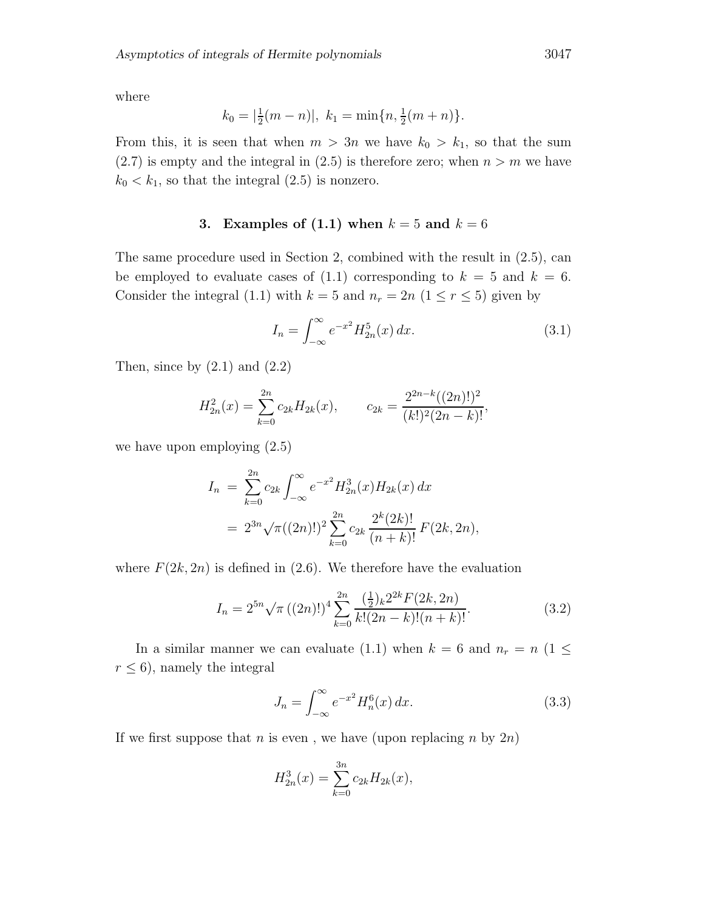where

$$k_0 = |\tfrac{1}{2}(m-n)|,\;\; k_1 = \min\{n, \tfrac{1}{2}(m+n)\}.$$

From this, it is seen that when $m > 3n$ we have $k_0 > k_1$, so that the sum (2.7) is empty and the integral in (2.5) is therefore zero; when $n > m$ we have $k_0 < k_1$, so that the integral (2.5) is nonzero.

## 3. Examples of (1.1) when $k = 5$ and $k = 6$

The same procedure used in Section 2, combined with the result in (2.5), can be employed to evaluate cases of (1.1) corresponding to $k = 5$ and $k = 6$. Consider the integral (1.1) with $k = 5$ and $n_r = 2n$ $(1 \le r \le 5)$ given by

$$I_n = \int_{-\infty}^{\infty} e^{-x^2} H_{2n}^5(x)\,dx. \tag{3.1}$$

Then, since by (2.1) and (2.2)

$$H_{2n}^2(x) = \sum_{k=0}^{2n} c_{2k} H_{2k}(x), \qquad c_{2k} = \frac{2^{2n-k}((2n)!)^2}{(k!)^2(2n-k)!},$$

we have upon employing (2.5)

$$\begin{aligned}
I_n &= \sum_{k=0}^{2n} c_{2k} \int_{-\infty}^{\infty} e^{-x^2} H_{2n}^3(x) H_{2k}(x)\,dx \\
&= 2^{3n}\sqrt{\pi}((2n)!)^2 \sum_{k=0}^{2n} c_{2k}\,\frac{2^k(2k)!}{(n+k)!}\,F(2k, 2n),
\end{aligned}$$

where $F(2k, 2n)$ is defined in (2.6). We therefore have the evaluation

$$I_n = 2^{5n}\sqrt{\pi}\,((2n)!)^4 \sum_{k=0}^{2n} \frac{(\frac{1}{2})_k 2^{2k} F(2k, 2n)}{k!(2n-k)!(n+k)!}. \tag{3.2}$$

In a similar manner we can evaluate (1.1) when $k = 6$ and $n_r = n$ $(1 \le r \le 6)$, namely the integral

$$J_n = \int_{-\infty}^{\infty} e^{-x^2} H_n^6(x)\,dx. \tag{3.3}$$

If we first suppose that $n$ is even , we have (upon replacing $n$ by $2n$)

$$H_{2n}^3(x) = \sum_{k=0}^{3n} c_{2k} H_{2k}(x),$$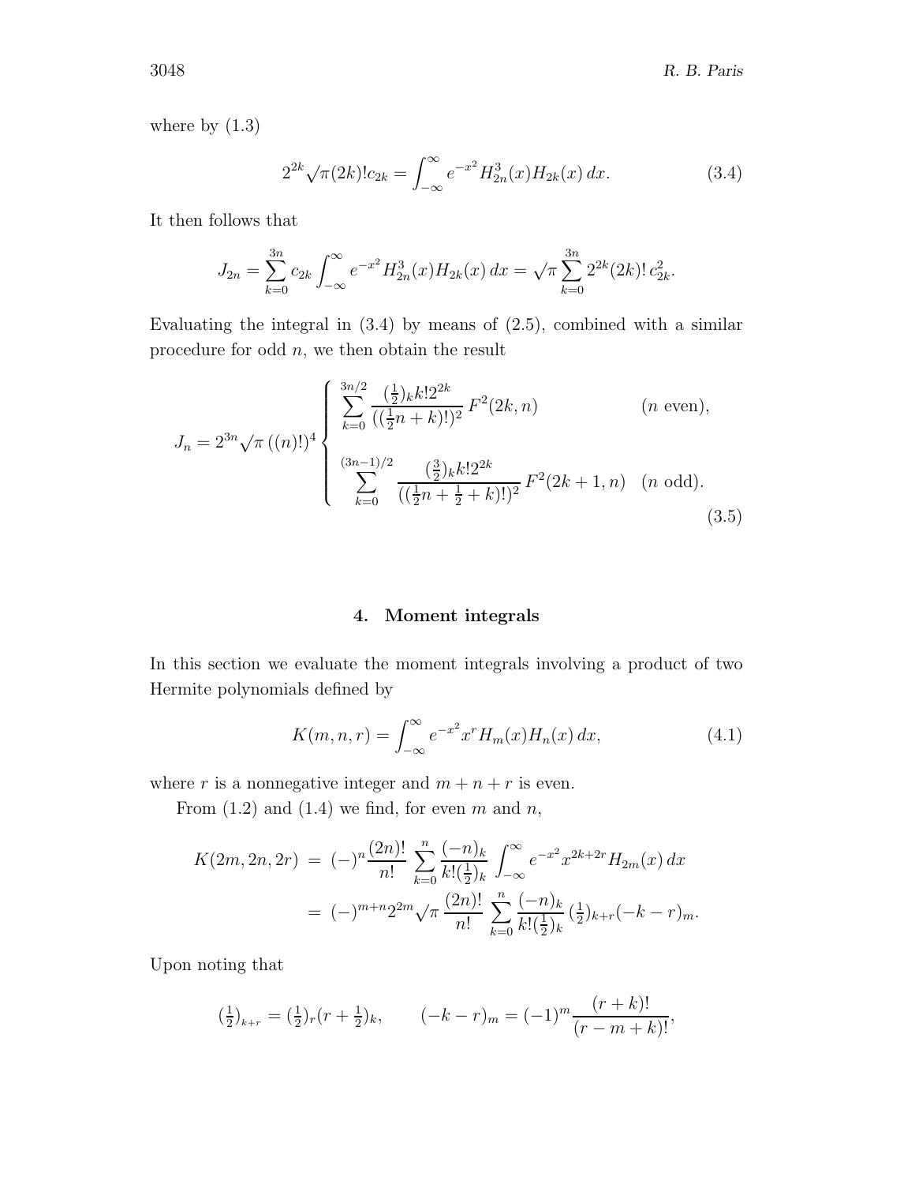where by (1.3)

$$2^{2k}\sqrt{\pi}(2k)!c_{2k} = \int_{-\infty}^{\infty} e^{-x^2} H_{2n}^3(x) H_{2k}(x)\, dx. \tag{3.4}$$

It then follows that

$$J_{2n} = \sum_{k=0}^{3n} c_{2k} \int_{-\infty}^{\infty} e^{-x^2} H_{2n}^3(x) H_{2k}(x)\, dx = \sqrt{\pi} \sum_{k=0}^{3n} 2^{2k}(2k)!\, c_{2k}^2.$$

Evaluating the integral in (3.4) by means of (2.5), combined with a similar procedure for odd $n$, we then obtain the result

$$J_n = 2^{3n}\sqrt{\pi}\,((n)!)^4 \begin{cases} \displaystyle\sum_{k=0}^{3n/2} \frac{(\frac{1}{2})_k k! 2^{2k}}{((\frac{1}{2}n+k)!)^2}\, F^2(2k,n) & (n \text{ even}), \\[2ex] \displaystyle\sum_{k=0}^{(3n-1)/2} \frac{(\frac{3}{2})_k k! 2^{2k}}{((\frac{1}{2}n+\frac{1}{2}+k)!)^2}\, F^2(2k+1,n) & (n \text{ odd}). \end{cases} \tag{3.5}$$

## 4. Moment integrals

In this section we evaluate the moment integrals involving a product of two Hermite polynomials defined by

$$K(m,n,r) = \int_{-\infty}^{\infty} e^{-x^2} x^r H_m(x) H_n(x)\, dx, \tag{4.1}$$

where $r$ is a nonnegative integer and $m+n+r$ is even.

From (1.2) and (1.4) we find, for even $m$ and $n$,

$$\begin{aligned} K(2m,2n,2r) &= (-)^n \frac{(2n)!}{n!} \sum_{k=0}^{n} \frac{(-n)_k}{k!(\frac{1}{2})_k} \int_{-\infty}^{\infty} e^{-x^2} x^{2k+2r} H_{2m}(x)\, dx \\ &= (-)^{m+n} 2^{2m}\sqrt{\pi}\, \frac{(2n)!}{n!} \sum_{k=0}^{n} \frac{(-n)_k}{k!(\frac{1}{2})_k}\, (\tfrac{1}{2})_{k+r}(-k-r)_m. \end{aligned}$$

Upon noting that

$$(\tfrac{1}{2})_{k+r} = (\tfrac{1}{2})_r (r+\tfrac{1}{2})_k, \qquad (-k-r)_m = (-1)^m \frac{(r+k)!}{(r-m+k)!},$$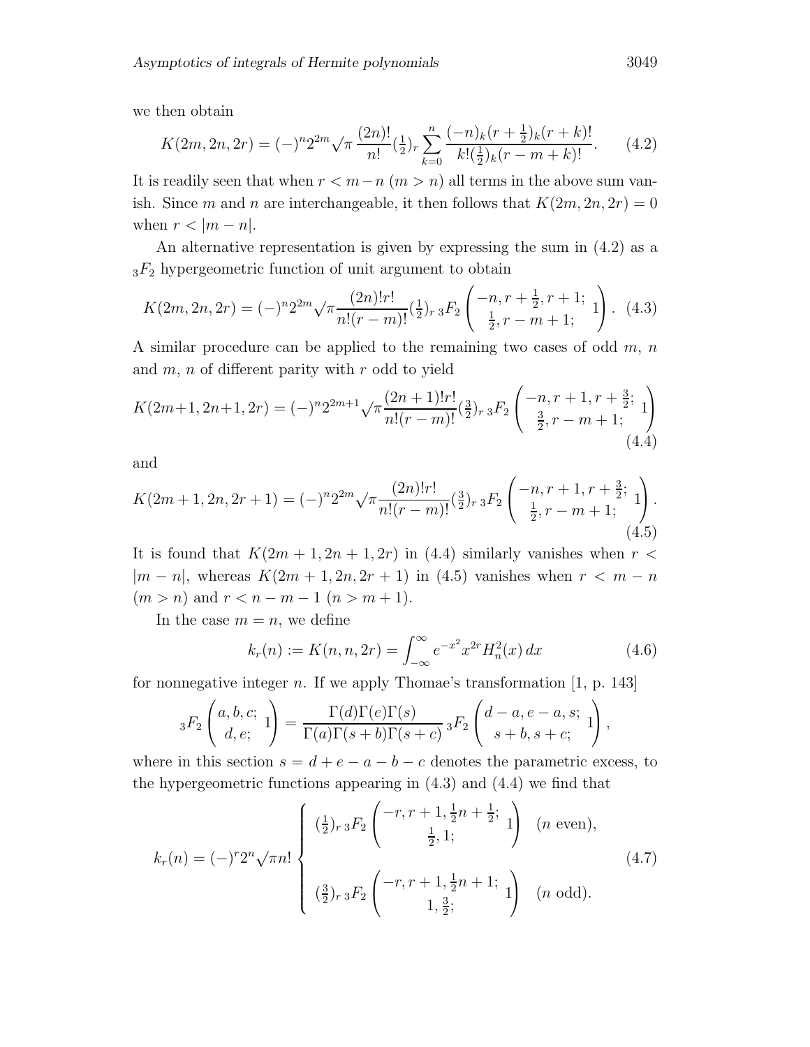we then obtain

$$K(2m, 2n, 2r) = (-)^n 2^{2m} \sqrt{\pi}\, \frac{(2n)!}{n!} (\tfrac{1}{2})_r \sum_{k=0}^{n} \frac{(-n)_k (r+\frac{1}{2})_k (r+k)!}{k! (\frac{1}{2})_k (r-m+k)!}. \tag{4.2}$$

It is readily seen that when $r < m-n$ $(m > n)$ all terms in the above sum vanish. Since $m$ and $n$ are interchangeable, it then follows that $K(2m, 2n, 2r) = 0$ when $r < |m-n|$.

An alternative representation is given by expressing the sum in (4.2) as a ${}_3F_2$ hypergeometric function of unit argument to obtain

$$K(2m, 2n, 2r) = (-)^n 2^{2m} \sqrt{\pi} \frac{(2n)! r!}{n! (r-m)!} (\tfrac{1}{2})_r \, {}_3F_2 \left( \begin{matrix} -n, r+\frac{1}{2}, r+1; \\ \frac{1}{2}, r-m+1; \end{matrix} \; 1 \right). \tag{4.3}$$

A similar procedure can be applied to the remaining two cases of odd $m$, $n$ and $m$, $n$ of different parity with $r$ odd to yield

$$K(2m+1, 2n+1, 2r) = (-)^n 2^{2m+1} \sqrt{\pi} \frac{(2n+1)! r!}{n! (r-m)!} (\tfrac{3}{2})_r \, {}_3F_2 \left( \begin{matrix} -n, r+1, r+\frac{3}{2}; \\ \frac{3}{2}, r-m+1; \end{matrix} \; 1 \right) \tag{4.4}$$

and

$$K(2m+1, 2n, 2r+1) = (-)^n 2^{2m} \sqrt{\pi} \frac{(2n)! r!}{n! (r-m)!} (\tfrac{3}{2})_r \, {}_3F_2 \left( \begin{matrix} -n, r+1, r+\frac{3}{2}; \\ \frac{1}{2}, r-m+1; \end{matrix} \; 1 \right). \tag{4.5}$$

It is found that $K(2m+1, 2n+1, 2r)$ in (4.4) similarly vanishes when $r < |m-n|$, whereas $K(2m+1, 2n, 2r+1)$ in (4.5) vanishes when $r < m-n$ $(m > n)$ and $r < n-m-1$ $(n > m+1)$.

In the case $m = n$, we define

$$k_r(n) := K(n, n, 2r) = \int_{-\infty}^{\infty} e^{-x^2} x^{2r} H_n^2(x)\, dx \tag{4.6}$$

for nonnegative integer $n$. If we apply Thomae's transformation [1, p. 143]

$${}_3F_2 \left( \begin{matrix} a, b, c; \\ d, e; \end{matrix} \; 1 \right) = \frac{\Gamma(d)\Gamma(e)\Gamma(s)}{\Gamma(a)\Gamma(s+b)\Gamma(s+c)} \, {}_3F_2 \left( \begin{matrix} d-a, e-a, s; \\ s+b, s+c; \end{matrix} \; 1 \right),$$

where in this section $s = d+e-a-b-c$ denotes the parametric excess, to the hypergeometric functions appearing in (4.3) and (4.4) we find that

$$k_r(n) = (-)^r 2^n \sqrt{\pi} n! \begin{cases} (\frac{1}{2})_r \, {}_3F_2 \left( \begin{matrix} -r, r+1, \frac{1}{2}n+\frac{1}{2}; \\ \frac{1}{2}, 1; \end{matrix} \; 1 \right) & (n \text{ even}), \\[2ex] (\frac{3}{2})_r \, {}_3F_2 \left( \begin{matrix} -r, r+1, \frac{1}{2}n+1; \\ 1, \frac{3}{2}; \end{matrix} \; 1 \right) & (n \text{ odd}). \end{cases} \tag{4.7}$$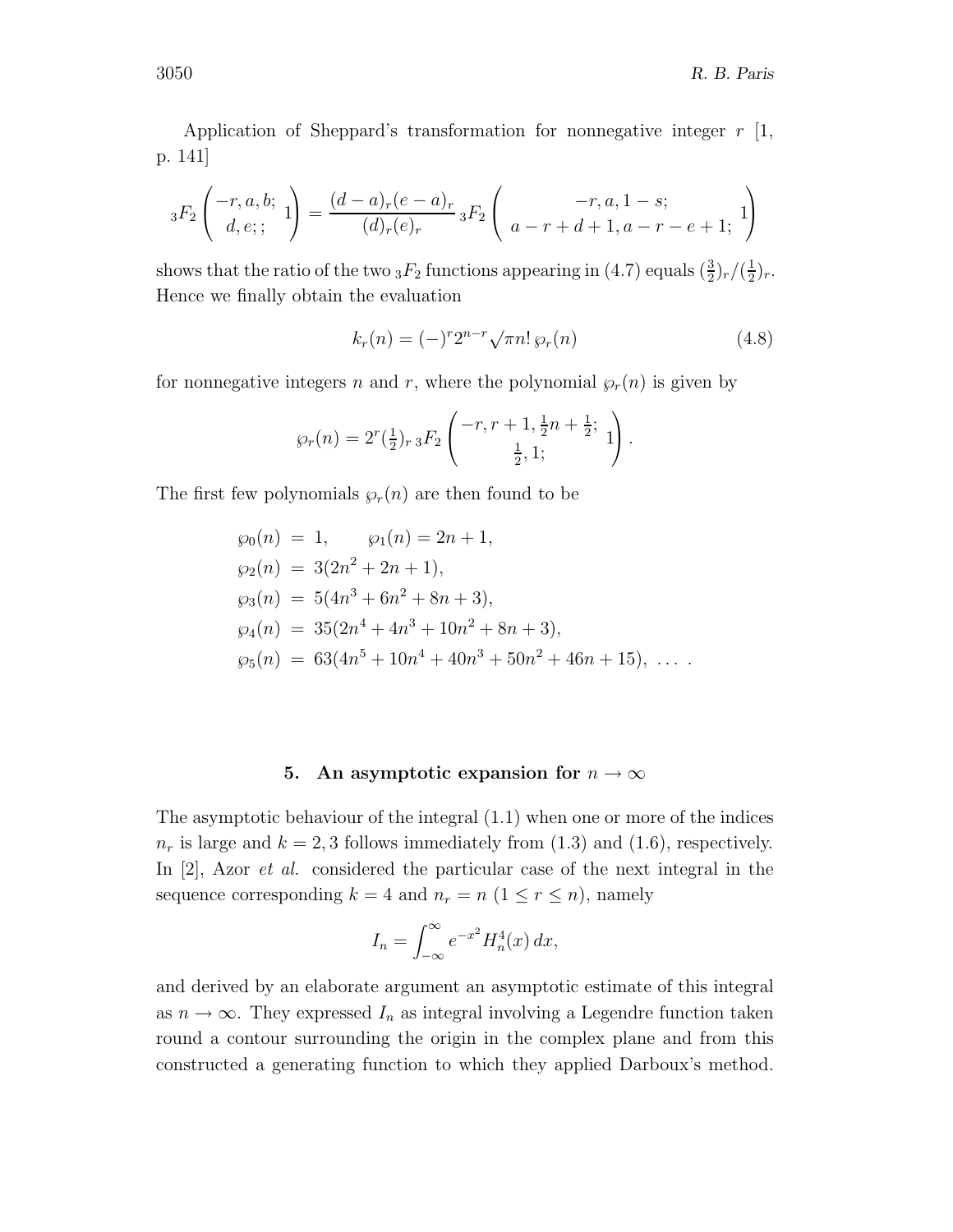Application of Sheppard's transformation for nonnegative integer $r$ [1, p. 141]

$$
{}_3F_2\left(\begin{matrix}-r, a, b;\\ d, e;;\end{matrix}\, 1\right) = \frac{(d-a)_r(e-a)_r}{(d)_r(e)_r}\, {}_3F_2\left(\begin{matrix}-r, a, 1-s;\\ a-r+d+1, a-r-e+1;\end{matrix}\, 1\right)
$$

shows that the ratio of the two ${}_3F_2$ functions appearing in (4.7) equals $(\frac{3}{2})_r/(\frac{1}{2})_r$. Hence we finally obtain the evaluation

$$
k_r(n) = (-)^r 2^{n-r}\sqrt{\pi}n!\, \wp_r(n) \tag{4.8}
$$

for nonnegative integers $n$ and $r$, where the polynomial $\wp_r(n)$ is given by

$$
\wp_r(n) = 2^r(\tfrac{1}{2})_r\, {}_3F_2\left(\begin{matrix}-r, r+1, \frac{1}{2}n+\frac{1}{2};\\ \frac{1}{2}, 1;\end{matrix}\, 1\right).
$$

The first few polynomials $\wp_r(n)$ are then found to be

$$
\begin{aligned}
\wp_0(n) &= 1, \qquad \wp_1(n) = 2n+1,\\
\wp_2(n) &= 3(2n^2+2n+1),\\
\wp_3(n) &= 5(4n^3+6n^2+8n+3),\\
\wp_4(n) &= 35(2n^4+4n^3+10n^2+8n+3),\\
\wp_5(n) &= 63(4n^5+10n^4+40n^3+50n^2+46n+15), \ \ldots\ .
\end{aligned}
$$

## 5. An asymptotic expansion for $n \to \infty$

The asymptotic behaviour of the integral (1.1) when one or more of the indices $n_r$ is large and $k = 2, 3$ follows immediately from (1.3) and (1.6), respectively. In [2], Azor *et al.* considered the particular case of the next integral in the sequence corresponding $k = 4$ and $n_r = n$ $(1 \le r \le n)$, namely

$$
I_n = \int_{-\infty}^{\infty} e^{-x^2} H_n^4(x)\, dx,
$$

and derived by an elaborate argument an asymptotic estimate of this integral as $n \to \infty$. They expressed $I_n$ as integral involving a Legendre function taken round a contour surrounding the origin in the complex plane and from this constructed a generating function to which they applied Darboux's method.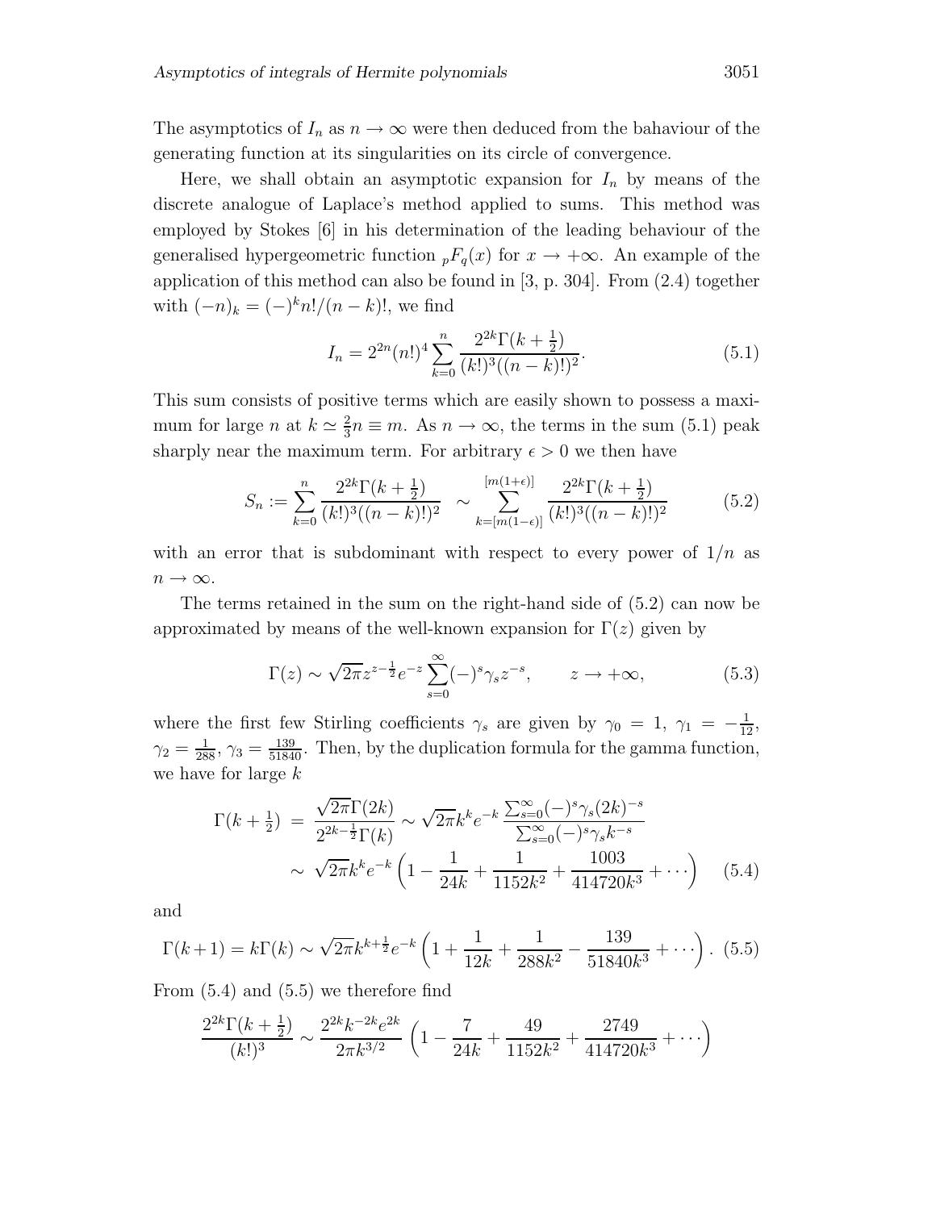The asymptotics of $I_n$ as $n \to \infty$ were then deduced from the bahaviour of the generating function at its singularities on its circle of convergence.

Here, we shall obtain an asymptotic expansion for $I_n$ by means of the discrete analogue of Laplace's method applied to sums. This method was employed by Stokes [6] in his determination of the leading behaviour of the generalised hypergeometric function ${}_pF_q(x)$ for $x \to +\infty$. An example of the application of this method can also be found in [3, p. 304]. From (2.4) together with $(-n)_k = (-)^k n!/(n-k)!$, we find

$$I_n = 2^{2n}(n!)^4 \sum_{k=0}^{n} \frac{2^{2k}\Gamma(k+\frac{1}{2})}{(k!)^3((n-k)!)^2}. \tag{5.1}$$

This sum consists of positive terms which are easily shown to possess a maximum for large $n$ at $k \simeq \frac{2}{3}n \equiv m$. As $n \to \infty$, the terms in the sum (5.1) peak sharply near the maximum term. For arbitrary $\epsilon > 0$ we then have

$$S_n := \sum_{k=0}^{n} \frac{2^{2k}\Gamma(k+\frac{1}{2})}{(k!)^3((n-k)!)^2} \sim \sum_{k=[m(1-\epsilon)]}^{[m(1+\epsilon)]} \frac{2^{2k}\Gamma(k+\frac{1}{2})}{(k!)^3((n-k)!)^2} \tag{5.2}$$

with an error that is subdominant with respect to every power of $1/n$ as $n \to \infty$.

The terms retained in the sum on the right-hand side of (5.2) can now be approximated by means of the well-known expansion for $\Gamma(z)$ given by

$$\Gamma(z) \sim \sqrt{2\pi} z^{z-\frac{1}{2}} e^{-z} \sum_{s=0}^{\infty} (-)^s \gamma_s z^{-s}, \qquad z \to +\infty, \tag{5.3}$$

where the first few Stirling coefficients $\gamma_s$ are given by $\gamma_0 = 1$, $\gamma_1 = -\frac{1}{12}$, $\gamma_2 = \frac{1}{288}$, $\gamma_3 = \frac{139}{51840}$. Then, by the duplication formula for the gamma function, we have for large $k$

$$\begin{aligned}
\Gamma(k+\tfrac{1}{2}) &= \frac{\sqrt{2\pi}\Gamma(2k)}{2^{2k-\frac{1}{2}}\Gamma(k)} \sim \sqrt{2\pi} k^k e^{-k} \frac{\sum_{s=0}^{\infty}(-)^s \gamma_s (2k)^{-s}}{\sum_{s=0}^{\infty}(-)^s \gamma_s k^{-s}} \\
&\sim \sqrt{2\pi} k^k e^{-k} \left(1 - \frac{1}{24k} + \frac{1}{1152k^2} + \frac{1003}{414720k^3} + \cdots\right)
\end{aligned} \tag{5.4}$$

and

$$\Gamma(k+1) = k\Gamma(k) \sim \sqrt{2\pi} k^{k+\frac{1}{2}} e^{-k} \left(1 + \frac{1}{12k} + \frac{1}{288k^2} - \frac{139}{51840k^3} + \cdots\right). \tag{5.5}$$

From (5.4) and (5.5) we therefore find

$$\frac{2^{2k}\Gamma(k+\frac{1}{2})}{(k!)^3} \sim \frac{2^{2k}k^{-2k}e^{2k}}{2\pi k^{3/2}} \left(1 - \frac{7}{24k} + \frac{49}{1152k^2} + \frac{2749}{414720k^3} + \cdots\right)$$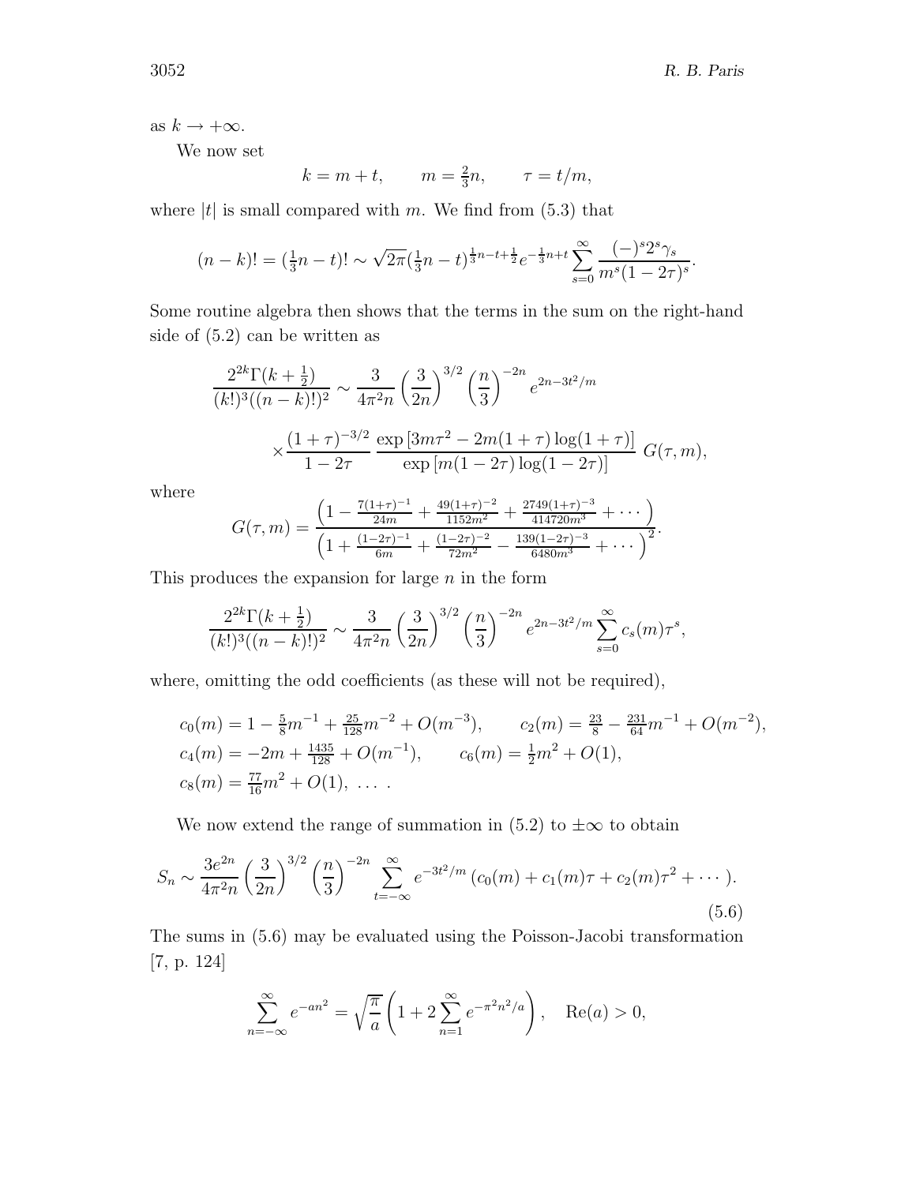as $k \to +\infty$.

We now set

$$k = m + t, \qquad m = \tfrac{2}{3}n, \qquad \tau = t/m,$$

where $|t|$ is small compared with $m$. We find from (5.3) that

$$(n-k)! = (\tfrac{1}{3}n - t)! \sim \sqrt{2\pi}(\tfrac{1}{3}n - t)^{\frac{1}{3}n - t + \frac{1}{2}} e^{-\frac{1}{3}n + t} \sum_{s=0}^{\infty} \frac{(-)^s 2^s \gamma_s}{m^s (1-2\tau)^s}.$$

Some routine algebra then shows that the terms in the sum on the right-hand side of (5.2) can be written as

$$\frac{2^{2k}\Gamma(k+\frac{1}{2})}{(k!)^3((n-k)!)^2} \sim \frac{3}{4\pi^2 n}\left(\frac{3}{2n}\right)^{3/2}\left(\frac{n}{3}\right)^{-2n} e^{2n - 3t^2/m}$$

$$\times \frac{(1+\tau)^{-3/2}}{1-2\tau}\, \frac{\exp\left[3m\tau^2 - 2m(1+\tau)\log(1+\tau)\right]}{\exp\left[m(1-2\tau)\log(1-2\tau)\right]}\; G(\tau, m),$$

where

$$G(\tau, m) = \frac{\left(1 - \frac{7(1+\tau)^{-1}}{24m} + \frac{49(1+\tau)^{-2}}{1152m^2} + \frac{2749(1+\tau)^{-3}}{414720m^3} + \cdots\right)}{\left(1 + \frac{(1-2\tau)^{-1}}{6m} + \frac{(1-2\tau)^{-2}}{72m^2} - \frac{139(1-2\tau)^{-3}}{6480m^3} + \cdots\right)^2}.$$

This produces the expansion for large $n$ in the form

$$\frac{2^{2k}\Gamma(k+\frac{1}{2})}{(k!)^3((n-k)!)^2} \sim \frac{3}{4\pi^2 n}\left(\frac{3}{2n}\right)^{3/2}\left(\frac{n}{3}\right)^{-2n} e^{2n - 3t^2/m} \sum_{s=0}^{\infty} c_s(m)\tau^s,$$

where, omitting the odd coefficients (as these will not be required),

$$\begin{aligned}
&c_0(m) = 1 - \tfrac{5}{8}m^{-1} + \tfrac{25}{128}m^{-2} + O(m^{-3}), \qquad c_2(m) = \tfrac{23}{8} - \tfrac{231}{64}m^{-1} + O(m^{-2}),\\
&c_4(m) = -2m + \tfrac{1435}{128} + O(m^{-1}), \qquad c_6(m) = \tfrac{1}{2}m^2 + O(1),\\
&c_8(m) = \tfrac{77}{16}m^2 + O(1),\ \ldots\ .
\end{aligned}$$

We now extend the range of summation in (5.2) to $\pm\infty$ to obtain

$$S_n \sim \frac{3e^{2n}}{4\pi^2 n}\left(\frac{3}{2n}\right)^{3/2}\left(\frac{n}{3}\right)^{-2n} \sum_{t=-\infty}^{\infty} e^{-3t^2/m}\left(c_0(m) + c_1(m)\tau + c_2(m)\tau^2 + \cdots\right). \tag{5.6}$$

The sums in (5.6) may be evaluated using the Poisson-Jacobi transformation [7, p. 124]

$$\sum_{n=-\infty}^{\infty} e^{-an^2} = \sqrt{\frac{\pi}{a}}\left(1 + 2\sum_{n=1}^{\infty} e^{-\pi^2 n^2/a}\right), \quad \mathrm{Re}(a) > 0,$$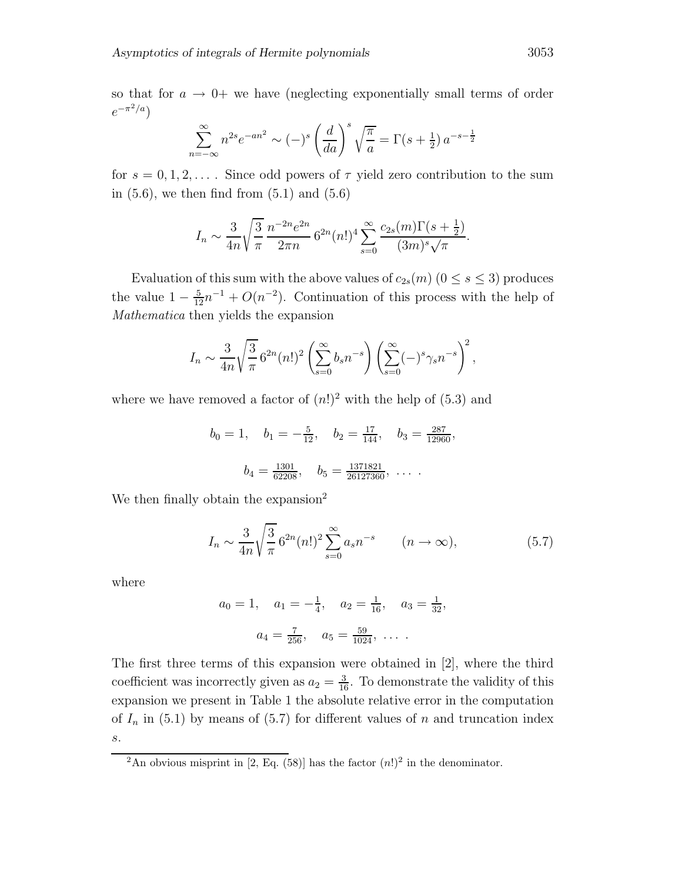so that for $a \to 0+$ we have (neglecting exponentially small terms of order $e^{-\pi^2/a}$)

$$\sum_{n=-\infty}^{\infty} n^{2s} e^{-an^2} \sim (-)^s \left(\frac{d}{da}\right)^s \sqrt{\frac{\pi}{a}} = \Gamma(s+\tfrac{1}{2})\, a^{-s-\frac{1}{2}}$$

for $s = 0, 1, 2, \ldots$ . Since odd powers of $\tau$ yield zero contribution to the sum in (5.6), we then find from (5.1) and (5.6)

$$I_n \sim \frac{3}{4n}\sqrt{\frac{3}{\pi}}\, \frac{n^{-2n}e^{2n}}{2\pi n}\, 6^{2n}(n!)^4 \sum_{s=0}^{\infty} \frac{c_{2s}(m)\Gamma(s+\frac{1}{2})}{(3m)^s\sqrt{\pi}}.$$

Evaluation of this sum with the above values of $c_{2s}(m)$ $(0 \le s \le 3)$ produces the value $1 - \frac{5}{12}n^{-1} + O(n^{-2})$. Continuation of this process with the help of *Mathematica* then yields the expansion

$$I_n \sim \frac{3}{4n}\sqrt{\frac{3}{\pi}}\, 6^{2n}(n!)^2 \left(\sum_{s=0}^{\infty} b_s n^{-s}\right)\left(\sum_{s=0}^{\infty}(-)^s \gamma_s n^{-s}\right)^2,$$

where we have removed a factor of $(n!)^2$ with the help of (5.3) and

$$b_0 = 1, \quad b_1 = -\tfrac{5}{12}, \quad b_2 = \tfrac{17}{144}, \quad b_3 = \tfrac{287}{12960},$$

$$b_4 = \tfrac{1301}{62208}, \quad b_5 = \tfrac{1371821}{26127360}, \ \ldots \ .$$

We then finally obtain the expansion[2]

$$I_n \sim \frac{3}{4n}\sqrt{\frac{3}{\pi}}\, 6^{2n}(n!)^2 \sum_{s=0}^{\infty} a_s n^{-s} \qquad (n \to \infty), \tag{5.7}$$

where

$$a_0 = 1, \quad a_1 = -\tfrac{1}{4}, \quad a_2 = \tfrac{1}{16}, \quad a_3 = \tfrac{1}{32},$$

$$a_4 = \tfrac{7}{256}, \quad a_5 = \tfrac{59}{1024}, \ \ldots \ .$$

The first three terms of this expansion were obtained in [2], where the third coefficient was incorrectly given as $a_2 = \frac{3}{16}$. To demonstrate the validity of this expansion we present in Table 1 the absolute relative error in the computation of $I_n$ in (5.1) by means of (5.7) for different values of $n$ and truncation index $s$.

---

[2] An obvious misprint in [2, Eq. (58)] has the factor $(n!)^2$ in the denominator.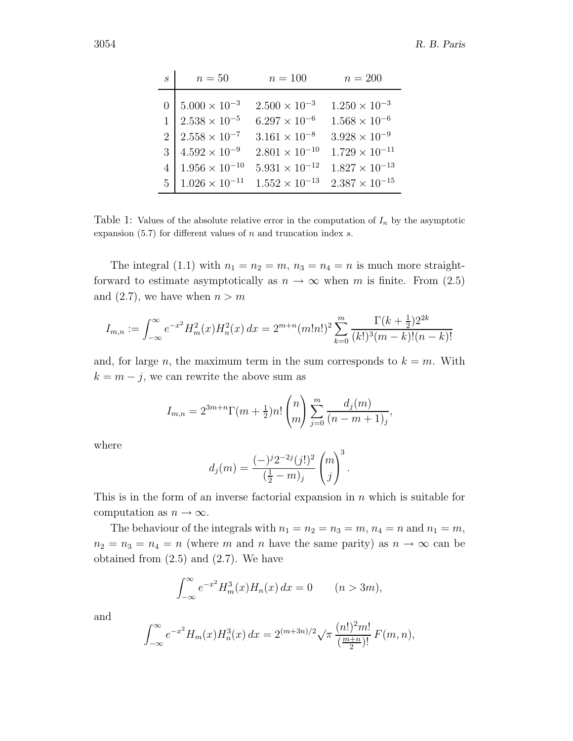| $s$ | $n = 50$ | $n = 100$ | $n = 200$ |
|---|---|---|---|
| 0 | $5.000 \times 10^{-3}$ | $2.500 \times 10^{-3}$ | $1.250 \times 10^{-3}$ |
| 1 | $2.538 \times 10^{-5}$ | $6.297 \times 10^{-6}$ | $1.568 \times 10^{-6}$ |
| 2 | $2.558 \times 10^{-7}$ | $3.161 \times 10^{-8}$ | $3.928 \times 10^{-9}$ |
| 3 | $4.592 \times 10^{-9}$ | $2.801 \times 10^{-10}$ | $1.729 \times 10^{-11}$ |
| 4 | $1.956 \times 10^{-10}$ | $5.931 \times 10^{-12}$ | $1.827 \times 10^{-13}$ |
| 5 | $1.026 \times 10^{-11}$ | $1.552 \times 10^{-13}$ | $2.387 \times 10^{-15}$ |

Table 1: Values of the absolute relative error in the computation of $I_n$ by the asymptotic expansion (5.7) for different values of $n$ and truncation index $s$.

The integral (1.1) with $n_1 = n_2 = m$, $n_3 = n_4 = n$ is much more straightforward to estimate asymptotically as $n \to \infty$ when $m$ is finite. From (2.5) and (2.7), we have when $n > m$

$$I_{m,n} := \int_{-\infty}^{\infty} e^{-x^2} H_m^2(x) H_n^2(x)\,dx = 2^{m+n}(m!n!)^2 \sum_{k=0}^{m} \frac{\Gamma(k+\frac{1}{2})2^{2k}}{(k!)^3(m-k)!(n-k)!}$$

and, for large $n$, the maximum term in the sum corresponds to $k = m$. With $k = m - j$, we can rewrite the above sum as

$$I_{m,n} = 2^{3m+n}\Gamma(m+\tfrac{1}{2})n! \binom{n}{m} \sum_{j=0}^{m} \frac{d_j(m)}{(n-m+1)_j},$$

where

$$d_j(m) = \frac{(-)^j 2^{-2j}(j!)^2}{(\frac{1}{2}-m)_j} \binom{m}{j}^3.$$

This is in the form of an inverse factorial expansion in $n$ which is suitable for computation as $n \to \infty$.

The behaviour of the integrals with $n_1 = n_2 = n_3 = m$, $n_4 = n$ and $n_1 = m$, $n_2 = n_3 = n_4 = n$ (where $m$ and $n$ have the same parity) as $n \to \infty$ can be obtained from (2.5) and (2.7). We have

$$\int_{-\infty}^{\infty} e^{-x^2} H_m^3(x) H_n(x)\,dx = 0 \qquad (n > 3m),$$

and

$$\int_{-\infty}^{\infty} e^{-x^2} H_m(x) H_n^3(x)\,dx = 2^{(m+3n)/2}\sqrt{\pi}\,\frac{(n!)^2 m!}{(\frac{m+n}{2})!}\,F(m,n),$$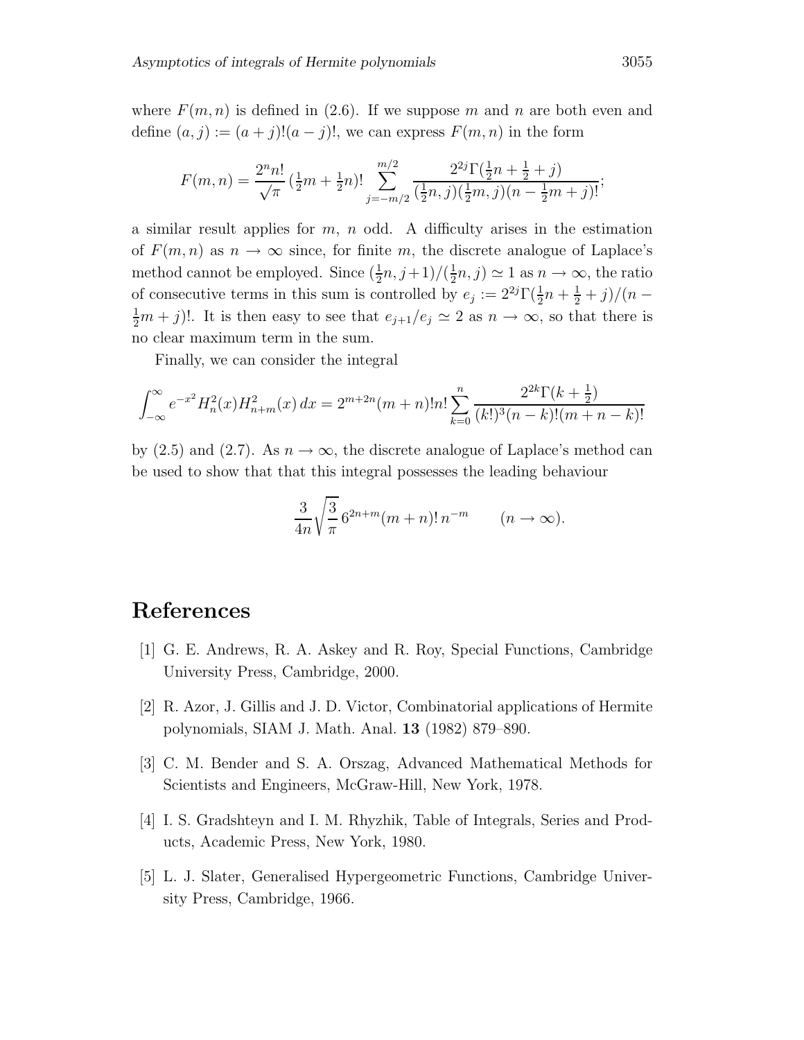where $F(m,n)$ is defined in (2.6). If we suppose $m$ and $n$ are both even and define $(a,j) := (a+j)!(a-j)!$, we can express $F(m,n)$ in the form

$$F(m,n) = \frac{2^n n!}{\sqrt{\pi}}\,(\tfrac{1}{2}m+\tfrac{1}{2}n)! \sum_{j=-m/2}^{m/2} \frac{2^{2j}\Gamma(\frac{1}{2}n+\frac{1}{2}+j)}{(\frac{1}{2}n,j)(\frac{1}{2}m,j)(n-\frac{1}{2}m+j)!};$$

a similar result applies for $m$, $n$ odd. A difficulty arises in the estimation of $F(m,n)$ as $n\to\infty$ since, for finite $m$, the discrete analogue of Laplace's method cannot be employed. Since $(\frac{1}{2}n, j+1)/(\frac{1}{2}n, j) \simeq 1$ as $n\to\infty$, the ratio of consecutive terms in this sum is controlled by $e_j := 2^{2j}\Gamma(\frac{1}{2}n+\frac{1}{2}+j)/(n-\frac{1}{2}m+j)!$. It is then easy to see that $e_{j+1}/e_j \simeq 2$ as $n\to\infty$, so that there is no clear maximum term in the sum.

Finally, we can consider the integral

$$\int_{-\infty}^{\infty} e^{-x^2} H_n^2(x) H_{n+m}^2(x)\,dx = 2^{m+2n}(m+n)!n! \sum_{k=0}^{n} \frac{2^{2k}\Gamma(k+\frac{1}{2})}{(k!)^3(n-k)!(m+n-k)!}$$

by (2.5) and (2.7). As $n\to\infty$, the discrete analogue of Laplace's method can be used to show that that this integral possesses the leading behaviour

$$\frac{3}{4n}\sqrt{\frac{3}{\pi}}\,6^{2n+m}(m+n)!\,n^{-m} \qquad (n\to\infty).$$

## References

[1] G. E. Andrews, R. A. Askey and R. Roy, Special Functions, Cambridge University Press, Cambridge, 2000.

[2] R. Azor, J. Gillis and J. D. Victor, Combinatorial applications of Hermite polynomials, SIAM J. Math. Anal. **13** (1982) 879–890.

[3] C. M. Bender and S. A. Orszag, Advanced Mathematical Methods for Scientists and Engineers, McGraw-Hill, New York, 1978.

[4] I. S. Gradshteyn and I. M. Rhyzhik, Table of Integrals, Series and Products, Academic Press, New York, 1980.

[5] L. J. Slater, Generalised Hypergeometric Functions, Cambridge University Press, Cambridge, 1966.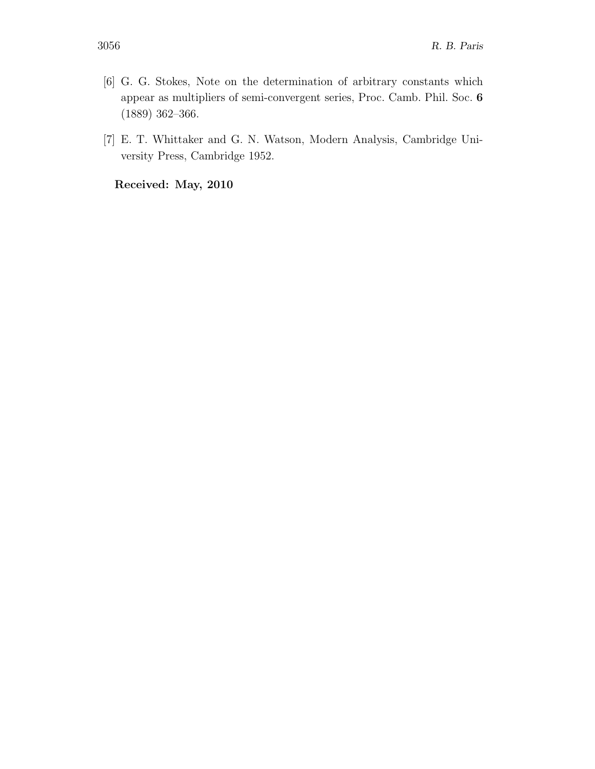[6] G. G. Stokes, Note on the determination of arbitrary constants which appear as multipliers of semi-convergent series, Proc. Camb. Phil. Soc. **6** (1889) 362–366.

[7] E. T. Whittaker and G. N. Watson, Modern Analysis, Cambridge University Press, Cambridge 1952.

**Received: May, 2010**